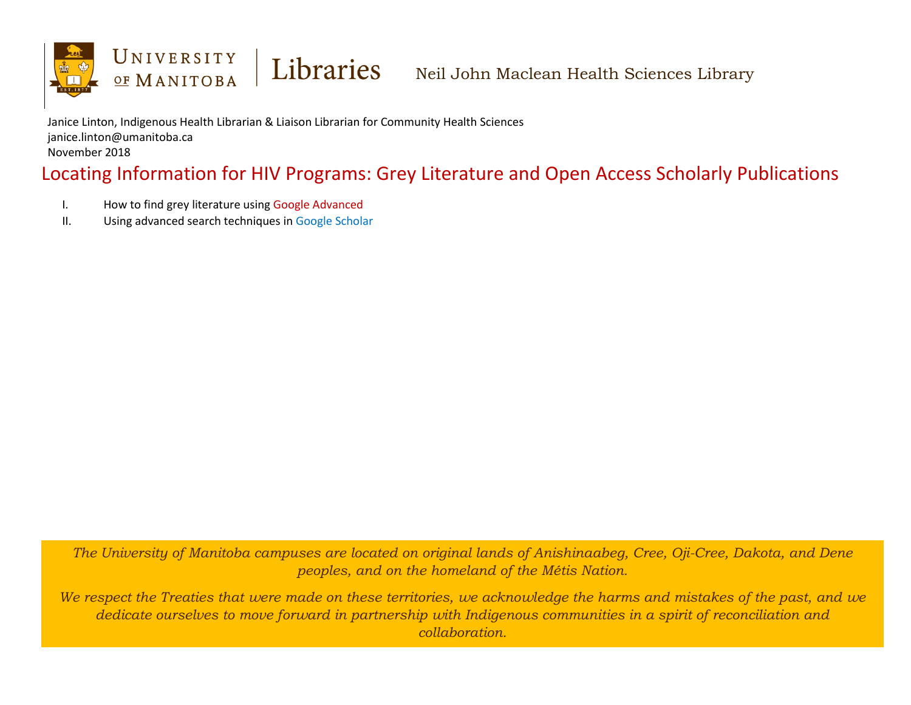University of Manitoba | Libraries — Neil John Maclean Health Sciences Library

Janice Linton, Indigenous Health Librarian & Liaison Librarian for Community Health Sciences
janice.linton@umanitoba.ca
November 2018

# Locating Information for HIV Programs: Grey Literature and Open Access Scholarly Publications

I. How to find grey literature using Google Advanced
II. Using advanced search techniques in Google Scholar

*The University of Manitoba campuses are located on original lands of Anishinaabeg, Cree, Oji-Cree, Dakota, and Dene peoples, and on the homeland of the Métis Nation.*

*We respect the Treaties that were made on these territories, we acknowledge the harms and mistakes of the past, and we dedicate ourselves to move forward in partnership with Indigenous communities in a spirit of reconciliation and collaboration.*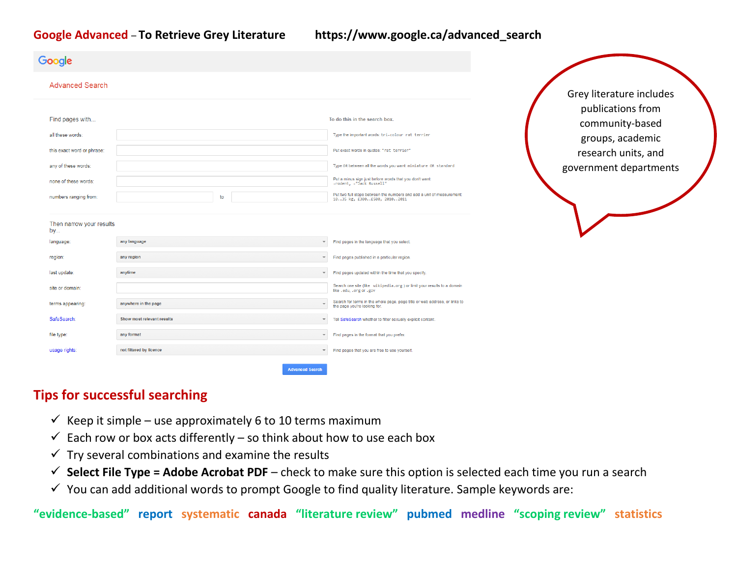# Google Advanced – To Retrieve Grey Literature    https://www.google.ca/advanced_search

Google

Advanced Search

Find pages with...

To do this in the search box.

| | | |
|---|---|---|
| all these words: | | Type the important words: tri-colour rat terrier |
| this exact word or phrase: | | Put exact words in quotes: "rat terrier" |
| any of these words: | | Type OR between all the words you want: miniature OR standard |
| none of these words: | | Put a minus sign just before words that you don't want: -rodent, -"Jack Russell" |
| numbers ranging from: | to | Put two full stops between the numbers and add a unit of measurement: 10..35 kg, £300..£500, 2010..2011 |

Then narrow your results by...

| | | |
|---|---|---|
| language: | any language | Find pages in the language that you select. |
| region: | any region | Find pages published in a particular region. |
| last update: | anytime | Find pages updated within the time that you specify. |
| site or domain: | | Search one site (like wikipedia.org ) or limit your results to a domain like .edu, .org or .gov |
| terms appearing: | anywhere in the page | Search for terms in the whole page, page title or web address, or links to the page you're looking for. |
| SafeSearch: | Show most relevant results | Tell SafeSearch whether to filter sexually explicit content. |
| file type: | any format | Find pages in the format that you prefer. |
| usage rights: | not filtered by licence | Find pages that you are free to use yourself. |

Advanced Search

Grey literature includes publications from community-based groups, academic research units, and government departments

## Tips for successful searching

- ✓ Keep it simple – use approximately 6 to 10 terms maximum
- ✓ Each row or box acts differently – so think about how to use each box
- ✓ Try several combinations and examine the results
- ✓ **Select File Type = Adobe Acrobat PDF** – check to make sure this option is selected each time you run a search
- ✓ You can add additional words to prompt Google to find quality literature. Sample keywords are:

**"evidence-based" report systematic canada "literature review" pubmed medline "scoping review" statistics**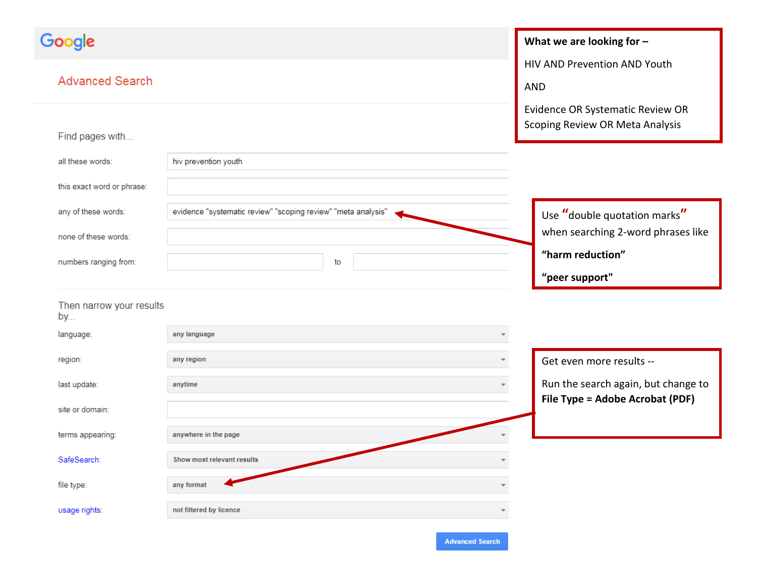Google

## Advanced Search

Find pages with...

| | |
|---|---|
| all these words: | hiv prevention youth |
| this exact word or phrase: | |
| any of these words: | evidence "systematic review" "scoping review" "meta analysis" |
| none of these words: | |
| numbers ranging from: | to |

Then narrow your results by...

| | |
|---|---|
| language: | any language |
| region: | any region |
| last update: | anytime |
| site or domain: | |
| terms appearing: | anywhere in the page |
| SafeSearch: | Show most relevant results |
| file type: | any format |
| usage rights: | not filtered by licence |

Advanced Search

**What we are looking for –**

HIV AND Prevention AND Youth

AND

Evidence OR Systematic Review OR Scoping Review OR Meta Analysis

Use "double quotation marks" when searching 2-word phrases like

**"harm reduction"**

**"peer support"**

Get even more results --

Run the search again, but change to **File Type = Adobe Acrobat (PDF)**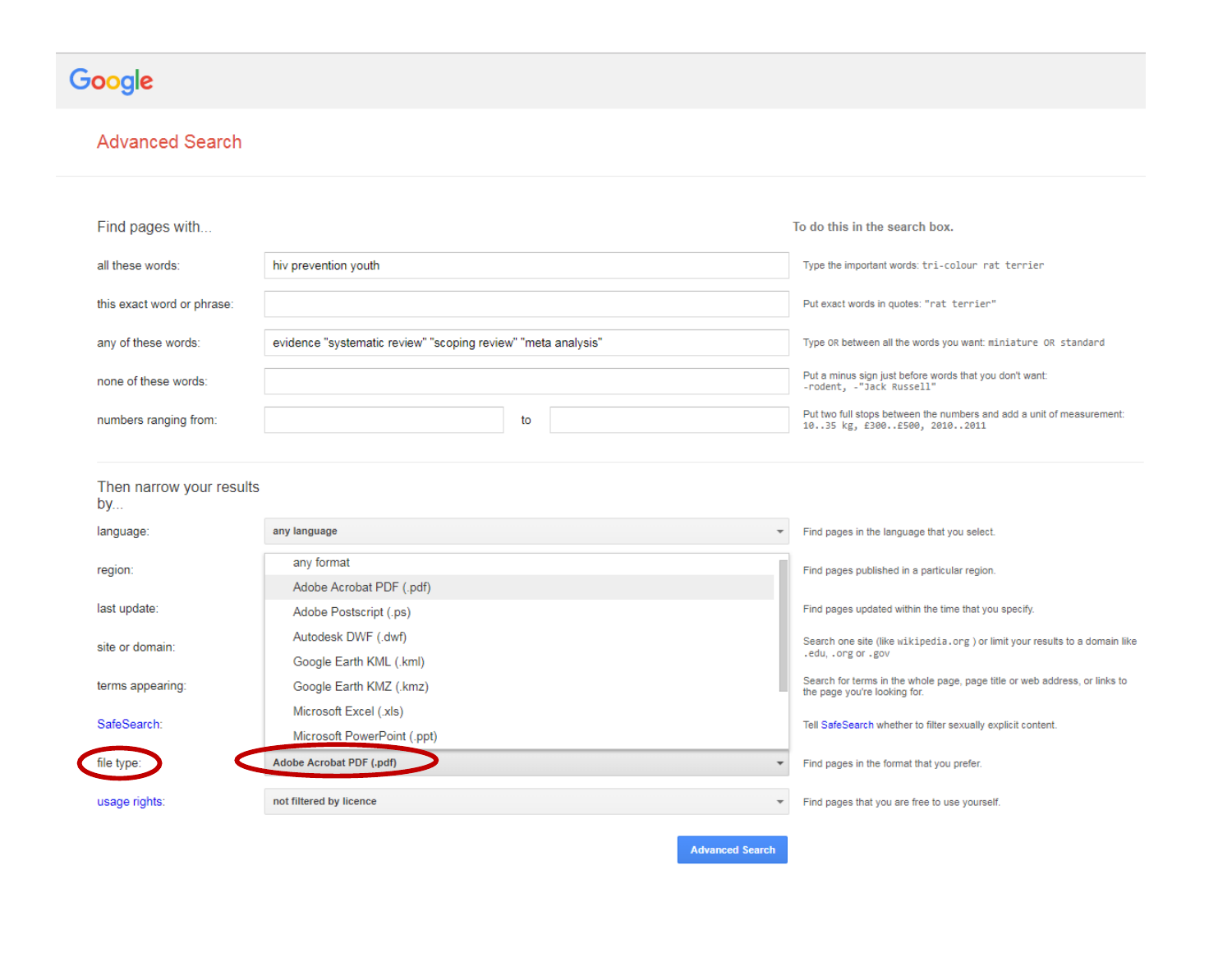# Google

## Advanced Search

### Find pages with...

**To do this in the search box.**

| | | |
|---|---|---|
| all these words: | hiv prevention youth | Type the important words: `tri-colour rat terrier` |
| this exact word or phrase: | | Put exact words in quotes: `"rat terrier"` |
| any of these words: | evidence "systematic review" "scoping review" "meta analysis" | Type `OR` between all the words you want: `miniature OR standard` |
| none of these words: | | Put a minus sign just before words that you don't want: `-rodent, -"Jack Russell"` |
| numbers ranging from: | to | Put two full stops between the numbers and add a unit of measurement: `10..35 kg, £300..£500, 2010..2011` |

### Then narrow your results by...

| | | |
|---|---|---|
| language: | any language | Find pages in the language that you select. |
| region: | | Find pages published in a particular region. |
| last update: | | Find pages updated within the time that you specify. |
| site or domain: | | Search one site (like `wikipedia.org` ) or limit your results to a domain like `.edu, .org` or `.gov` |
| terms appearing: | | Search for terms in the whole page, page title or web address, or links to the page you're looking for. |
| SafeSearch: | | Tell SafeSearch whether to filter sexually explicit content. |
| file type: | Adobe Acrobat PDF (.pdf) | Find pages in the format that you prefer. |
| usage rights: | not filtered by licence | Find pages that you are free to use yourself. |

File type dropdown options:

- any format
- Adobe Acrobat PDF (.pdf)
- Adobe Postscript (.ps)
- Autodesk DWF (.dwf)
- Google Earth KML (.kml)
- Google Earth KMZ (.kmz)
- Microsoft Excel (.xls)
- Microsoft PowerPoint (.ppt)

Advanced Search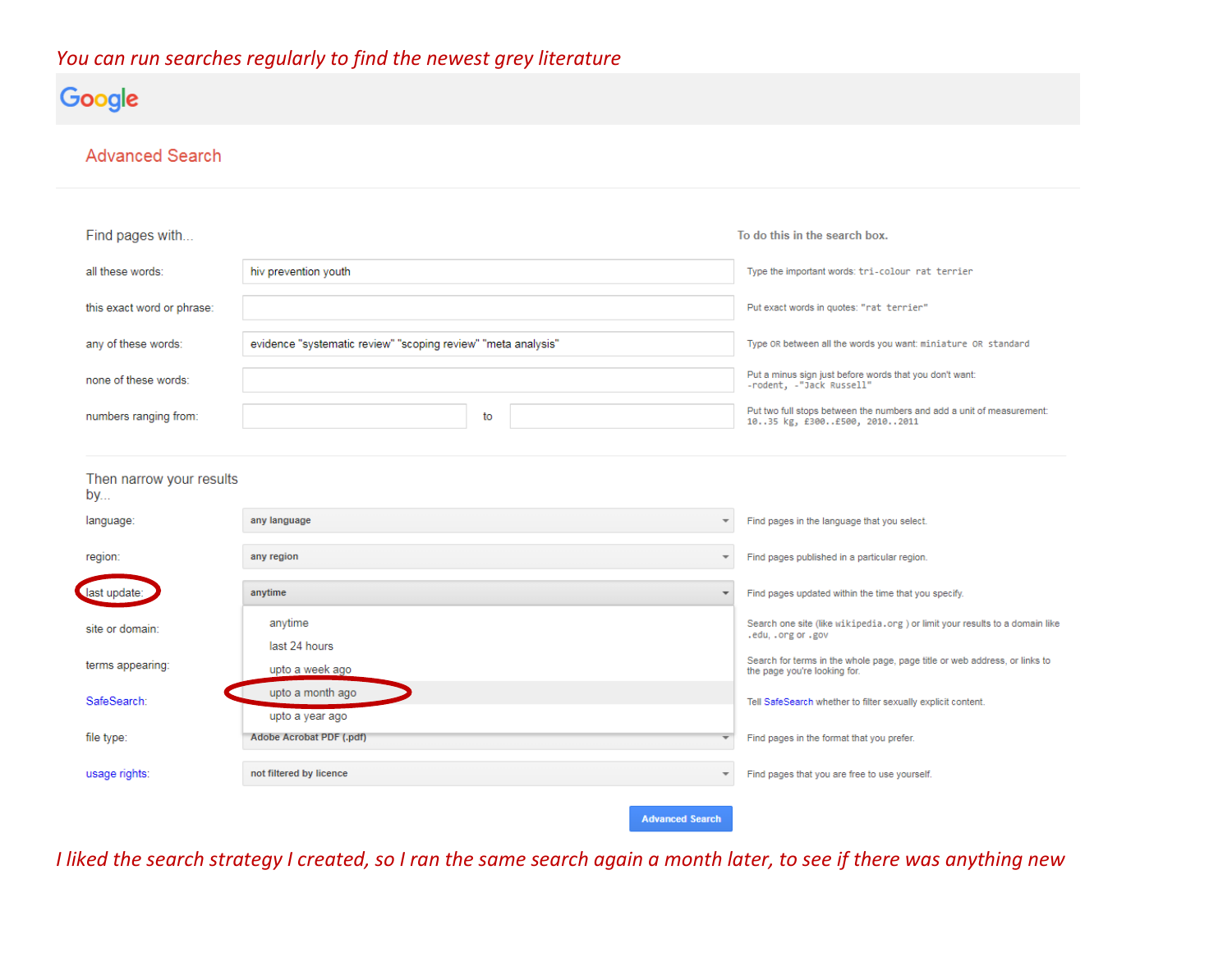*You can run searches regularly to find the newest grey literature*

Google

## Advanced Search

**Find pages with...** | **To do this in the search box.**

| | | |
|---|---|---|
| all these words: | hiv prevention youth | Type the important words: tri-colour rat terrier |
| this exact word or phrase: | | Put exact words in quotes: "rat terrier" |
| any of these words: | evidence "systematic review" "scoping review" "meta analysis" | Type OR between all the words you want: miniature OR standard |
| none of these words: | | Put a minus sign just before words that you don't want: -rodent, -"Jack Russell" |
| numbers ranging from: | to | Put two full stops between the numbers and add a unit of measurement: 10..35 kg, £300..£500, 2010..2011 |

**Then narrow your results by...**

| | | |
|---|---|---|
| language: | any language | Find pages in the language that you select. |
| region: | any region | Find pages published in a particular region. |
| last update: | anytime (options: anytime, last 24 hours, upto a week ago, upto a month ago, upto a year ago) | Find pages updated within the time that you specify. |
| site or domain: | | Search one site (like wikipedia.org ) or limit your results to a domain like .edu, .org or .gov |
| terms appearing: | | Search for terms in the whole page, page title or web address, or links to the page you're looking for. |
| SafeSearch: | | Tell SafeSearch whether to filter sexually explicit content. |
| file type: | Adobe Acrobat PDF (.pdf) | Find pages in the format that you prefer. |
| usage rights: | not filtered by licence | Find pages that you are free to use yourself. |

Advanced Search

*I liked the search strategy I created, so I ran the same search again a month later, to see if there was anything new*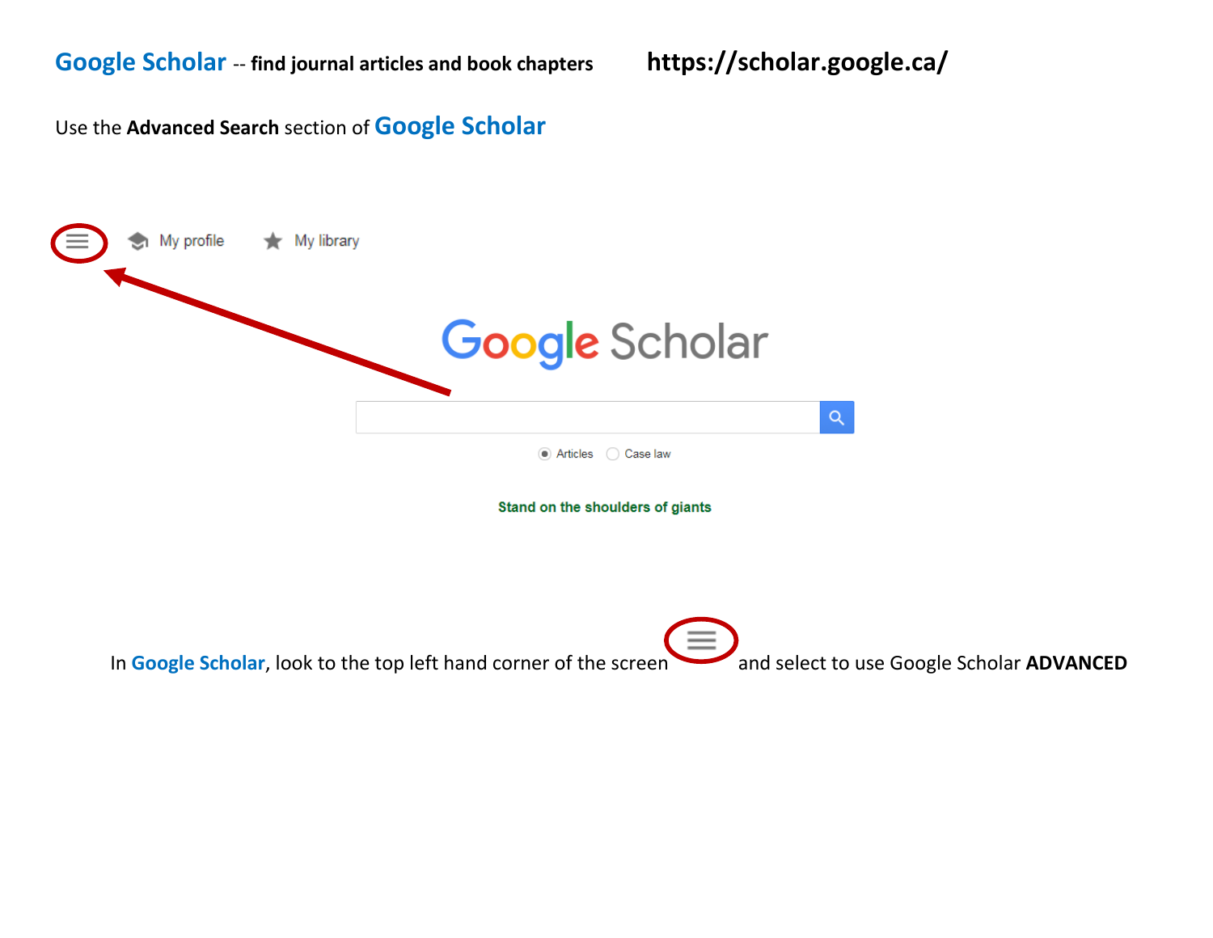**Google Scholar** -- **find journal articles and book chapters** **https://scholar.google.ca/**

Use the **Advanced Search** section of **Google Scholar**

My profile My library

Google Scholar

Articles Case law

Stand on the shoulders of giants

In **Google Scholar**, look to the top left hand corner of the screen and select to use Google Scholar **ADVANCED**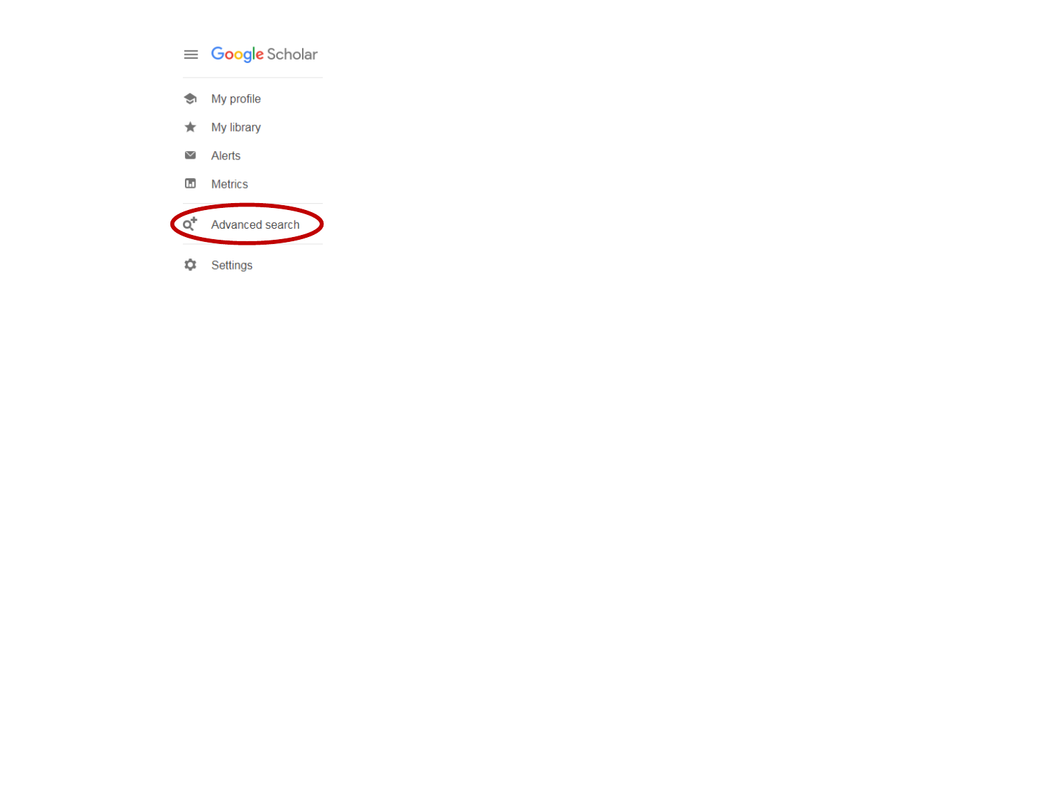Google Scholar

- My profile
- My library
- Alerts
- Metrics
- Advanced search
- Settings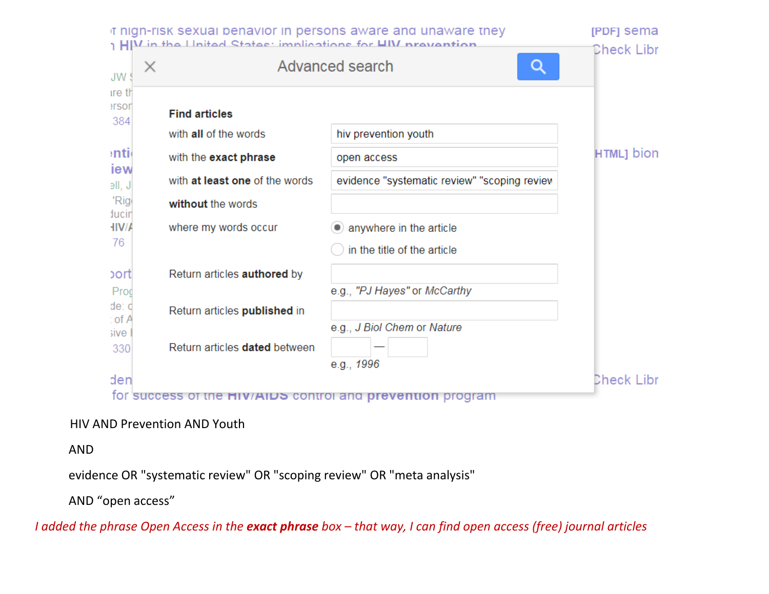**Advanced search**

**Find articles**

| | |
|---|---|
| with **all** of the words | hiv prevention youth |
| with the **exact phrase** | open access |
| with **at least** one of the words | evidence "systematic review" "scoping review |
| **without** the words | |
| where my words occur | ◉ anywhere in the article ○ in the title of the article |
| Return articles **authored** by | e.g., *"PJ Hayes"* or *McCarthy* |
| Return articles **published** in | e.g., *J Biol Chem* or *Nature* |
| Return articles **dated** between | — e.g., *1996* |

HIV AND Prevention AND Youth

AND

evidence OR "systematic review" OR "scoping review" OR "meta analysis"

AND "open access"

*I added the phrase Open Access in the* ***exact phrase*** *box – that way, I can find open access (free) journal articles*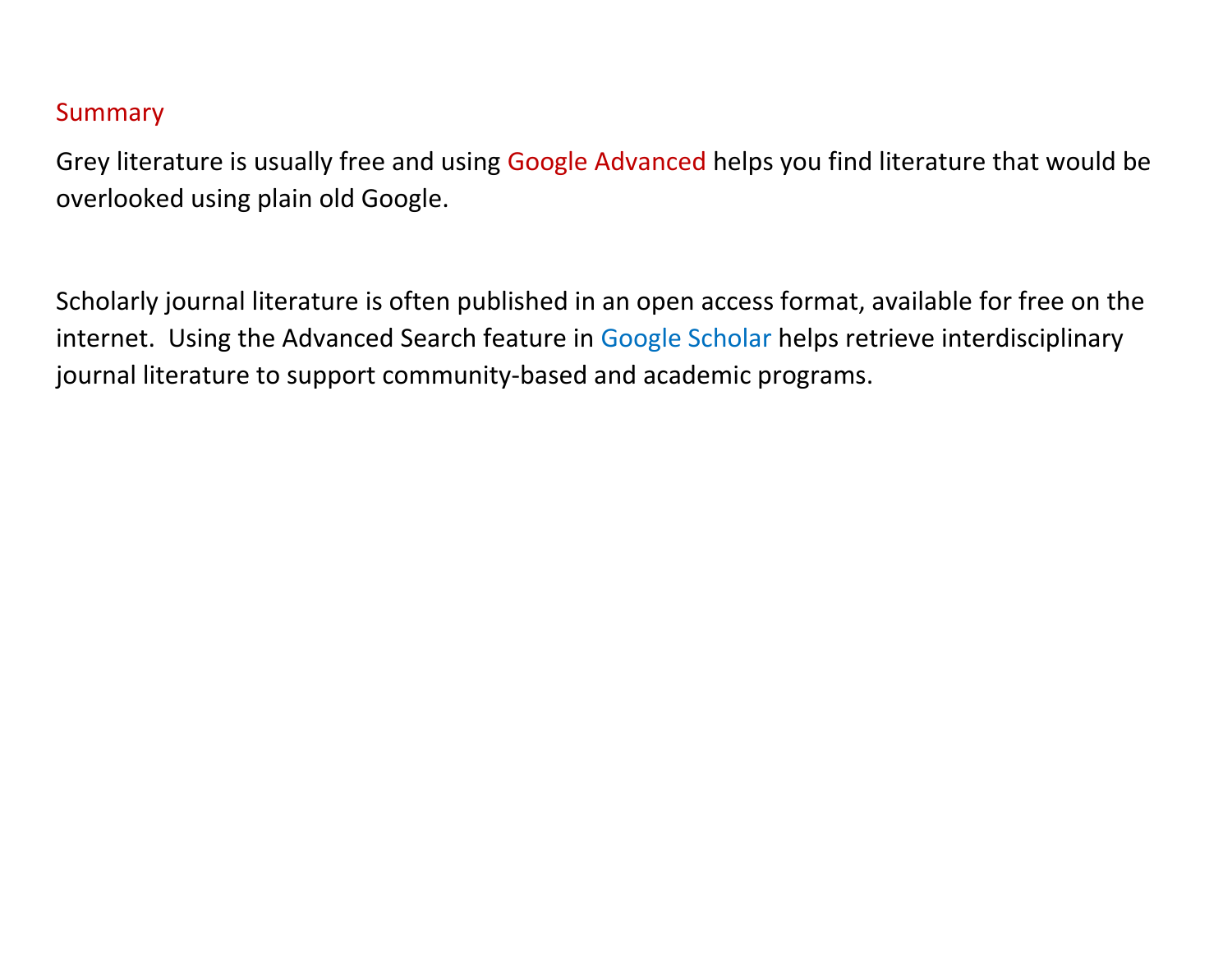## Summary

Grey literature is usually free and using Google Advanced helps you find literature that would be overlooked using plain old Google.

Scholarly journal literature is often published in an open access format, available for free on the internet. Using the Advanced Search feature in Google Scholar helps retrieve interdisciplinary journal literature to support community-based and academic programs.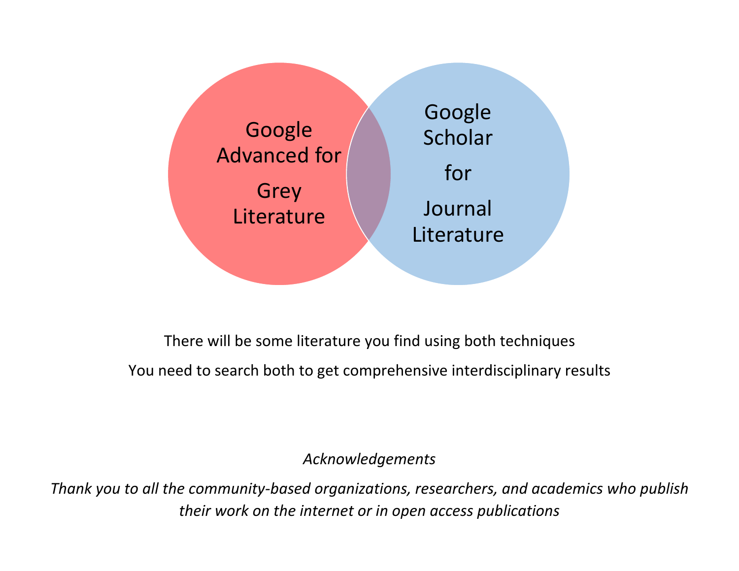Google Advanced for Grey Literature

Google Scholar for Journal Literature

There will be some literature you find using both techniques

You need to search both to get comprehensive interdisciplinary results

*Acknowledgements*

*Thank you to all the community-based organizations, researchers, and academics who publish their work on the internet or in open access publications*